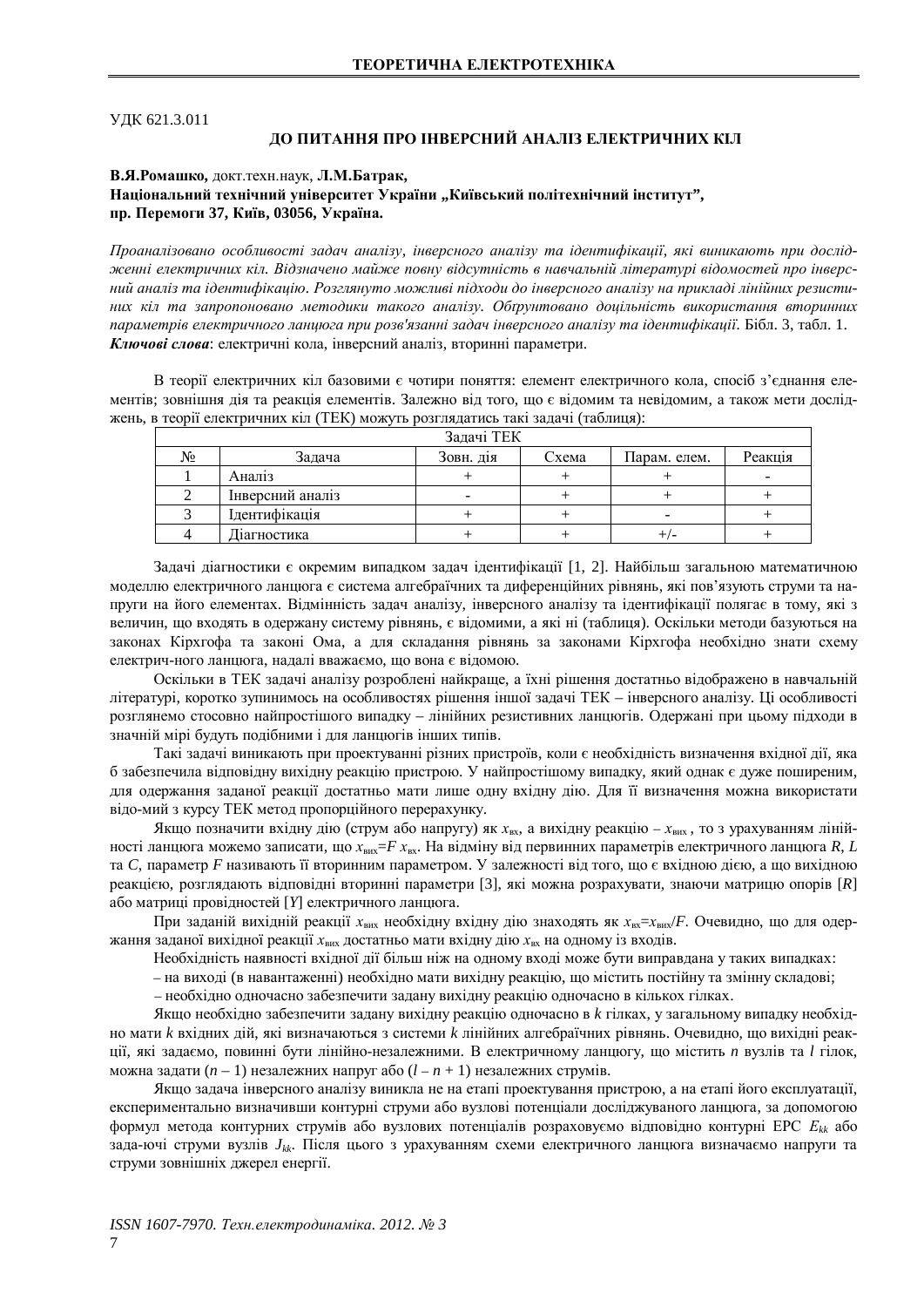УДК 621.3.011

# ДО ПИТАННЯ ПРО ІНВЕРСНИЙ АНАЛІЗ ЕЛЕКТРИЧНИХ КІЛ

**В.Я.Ромашко,** докт.техн.наук, **Л.М.Батрак,**
**Національний технічний університет України „Київський політехнічний інститут”, пр. Перемоги 37, Київ, 03056, Україна.**

*Проаналізовано особливості задач аналізу, інверсного аналізу та ідентифікації, які виникають при дослідженні електричних кіл. Відзначено майже повну відсутність в навчальній літературі відомостей про інверсний аналіз та ідентифікацію. Розглянуто можливі підходи до інверсного аналізу на прикладі лінійних резистивних кіл та запропоновано методики такого аналізу. Обґрунтовано доцільність використання вторинних параметрів електричного ланцюга при розв'язанні задач інверсного аналізу та ідентифікації.* Бібл. 3, табл. 1.
***Ключові слова***: електричні кола, інверсний аналіз, вторинні параметри.

В теорії електричних кіл базовими є чотири поняття: елемент електричного кола, спосіб з’єднання елементів; зовнішня дія та реакція елементів. Залежно від того, що є відомим та невідомим, а також мети досліджень, в теорії електричних кіл (ТЕК) можуть розглядатись такі задачі (таблиця):

| Задачі ТЕК | | | | | |
|---|---|---|---|---|---|
| № | Задача | Зовн. дія | Схема | Парам. елем. | Реакція |
| 1 | Аналіз | + | + | + | - |
| 2 | Інверсний аналіз | - | + | + | + |
| 3 | Ідентифікація | + | + | - | + |
| 4 | Діагностика | + | + | +/- | + |

Задачі діагностики є окремим випадком задач ідентифікації [1, 2]. Найбільш загальною математичною моделлю електричного ланцюга є система алгебраїчних та диференційних рівнянь, які пов’язують струми та напруги на його елементах. Відмінність задач аналізу, інверсного аналізу та ідентифікації полягає в тому, які з величин, що входять в одержану систему рівнянь, є відомими, а які ні (таблиця). Оскільки методи базуються на законах Кірхгофа та законі Ома, а для складання рівнянь за законами Кірхгофа необхідно знати схему електрич-ного ланцюга, надалі вважаємо, що вона є відомою.

Оскільки в ТЕК задачі аналізу розроблені найкраще, а їхні рішення достатньо відображено в навчальній літературі, коротко зупинимось на особливостях рішення іншої задачі ТЕК – інверсного аналізу. Ці особливості розглянемо стосовно найпростішого випадку – лінійних резистивних ланцюгів. Одержані при цьому підходи в значній мірі будуть подібними і для ланцюгів інших типів.

Такі задачі виникають при проектуванні різних пристроїв, коли є необхідність визначення вхідної дії, яка б забезпечила відповідну вихідну реакцію пристрою. У найпростішому випадку, який однак є дуже поширеним, для одержання заданої реакції достатньо мати лише одну вхідну дію. Для її визначення можна використати відо-мий з курсу ТЕК метод пропорційного перерахунку.

Якщо позначити вхідну дію (струм або напругу) як $x_{вх}$, а вихідну реакцію – $x_{вих}$ , то з урахуванням лінійності ланцюга можемо записати, що $x_{вих}=F\,x_{вх}$. На відміну від первинних параметрів електричного ланцюга *R*, *L* та *C*, параметр *F* називають її вторинним параметром. У залежності від того, що є вхідною дією, а що вихідною реакцією, розглядають відповідні вторинні параметри [3], які можна розрахувати, знаючи матрицю опорів [*R*] або матриці провідностей [*Y*] електричного ланцюга.

При заданій вихідній реакції $x_{вих}$ необхідну вхідну дію знаходять як $x_{вх}=x_{вих}/F$. Очевидно, що для одержання заданої вихідної реакції $x_{вих}$ достатньо мати вхідну дію $x_{вх}$ на одному із входів.

Необхідність наявності вхідної дії більш ніж на одному вході може бути виправдана у таких випадках:
– на виході (в навантаженні) необхідно мати вихідну реакцію, що містить постійну та змінну складові;
– необхідно одночасно забезпечити задану вихідну реакцію одночасно в кількох гілках.

Якщо необхідно забезпечити задану вихідну реакцію одночасно в *k* гілках, у загальному випадку необхідно мати *k* вхідних дій, які визначаються з системи *k* лінійних алгебраїчних рівнянь. Очевидно, що вихідні реакції, які задаємо, повинні бути лінійно-незалежними. В електричному ланцюгу, що містить *n* вузлів та *l* гілок, можна задати $(n – 1)$ незалежних напруг або $(l – n + 1)$ незалежних струмів.

Якщо задача інверсного аналізу виникла не на етапі проектування пристрою, а на етапі його експлуатації, експериментально визначивши контурні струми або вузлові потенціали досліджуваного ланцюга, за допомогою формул метода контурних струмів або вузлових потенціалів розраховуємо відповідно контурні ЕРС $E_{kk}$ або зада-ючі струми вузлів $J_{kk}$. Після цього з урахуванням схеми електричного ланцюга визначаємо напруги та струми зовнішніх джерел енергії.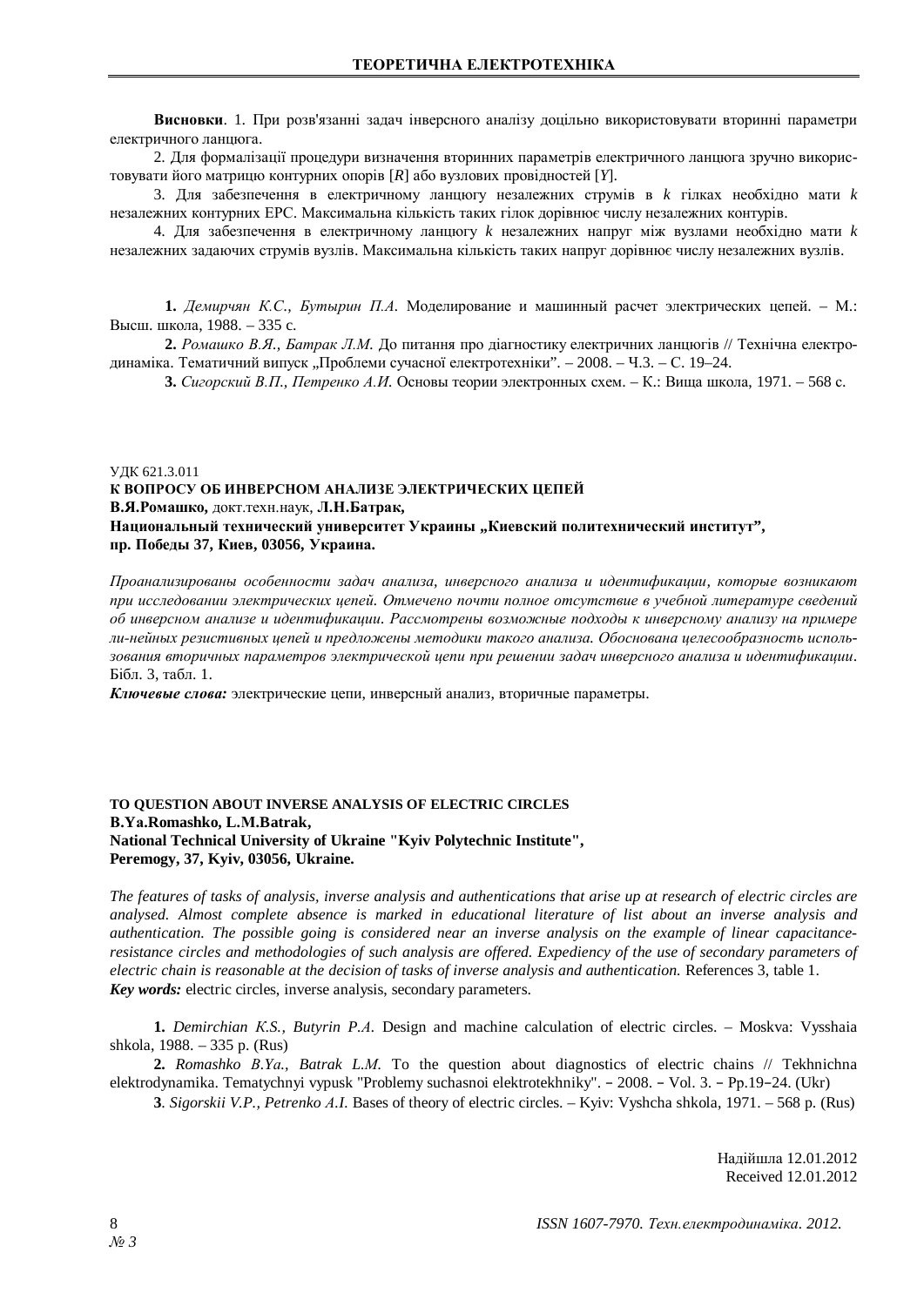**Висновки**. 1. При розв'язанні задач інверсного аналізу доцільно використовувати вторинні параметри електричного ланцюга.

2. Для формалізації процедури визначення вторинних параметрів електричного ланцюга зручно використовувати його матрицю контурних опорів [$R$] або вузлових провідностей [$Y$].

3. Для забезпечення в електричному ланцюгу незалежних струмів в $k$ гілках необхідно мати $k$ незалежних контурних ЕРС. Максимальна кількість таких гілок дорівнює числу незалежних контурів.

4. Для забезпечення в електричному ланцюгу $k$ незалежних напруг між вузлами необхідно мати $k$ незалежних задаючих струмів вузлів. Максимальна кількість таких напруг дорівнює числу незалежних вузлів.

**1.** *Демирчян К.С., Бутырин П.А.* Моделирование и машинный расчет электрических цепей. – М.: Высш. школа, 1988. – 335 с.

**2.** *Ромашко В.Я., Батрак Л.М.* До питання про діагностику електричних ланцюгів // Технічна електродинаміка. Тематичний випуск „Проблеми сучасної електротехніки". – 2008. – Ч.3. – С. 19–24.

**3.** *Сигорский В.П., Петренко А.И.* Основы теории электронных схем. – К.: Вища школа, 1971. – 568 с.

УДК 621.3.011

**К ВОПРОСУ ОБ ИНВЕРСНОМ АНАЛИЗЕ ЭЛЕКТРИЧЕСКИХ ЦЕПЕЙ**

**В.Я.Ромашко,** докт.техн.наук, **Л.Н.Батрак,**

**Национальный технический университет Украины „Киевский политехнический институт", пр. Победы 37, Киев, 03056, Украина.**

*Проанализированы особенности задач анализа, инверсного анализа и идентификации, которые возникают при исследовании электрических цепей. Отмечено почти полное отсутствие в учебной литературе сведений об инверсном анализе и идентификации. Рассмотрены возможные подходы к инверсному анализу на примере ли-нейных резистивных цепей и предложены методики такого анализа. Обоснована целесообразность использования вторичных параметров электрической цепи при решении задач инверсного анализа и идентификации.* Бібл. 3, табл. 1.

***Ключевые слова:*** электрические цепи, инверсный анализ, вторичные параметры.

**TO QUESTION ABOUT INVERSE ANALYSIS OF ELECTRIC CIRCLES**

**B.Ya.Romashko, L.M.Batrak,**

**National Technical University of Ukraine "Kyiv Polytechnic Institute", Peremogy, 37, Kyiv, 03056, Ukraine.**

*The features of tasks of analysis, inverse analysis and authentications that arise up at research of electric circles are analysed. Almost complete absence is marked in educational literature of list about an inverse analysis and authentication. The possible going is considered near an inverse analysis on the example of linear capacitance-resistance circles and methodologies of such analysis are offered. Expediency of the use of secondary parameters of electric chain is reasonable at the decision of tasks of inverse analysis and authentication.* References 3, table 1.

***Key words:*** electric circles, inverse analysis, secondary parameters.

**1.** *Demirchian K.S., Butyrin P.A.* Design and machine calculation of electric circles. – Moskva: Vysshaia shkola, 1988. – 335 p. (Rus)

**2.** *Romashko B.Ya., Batrak L.M.* To the question about diagnostics of electric chains // Tekhnichna elektrodynamika. Tematychnyi vypusk "Problemy suchasnoi elektrotekhniky". – 2008. – Vol. 3. – Pp.19–24. (Ukr)

**3**. *Sigorskii V.P., Petrenko A.I.* Bases of theory of electric circles. – Kyiv: Vyshcha shkola, 1971. – 568 p. (Rus)

Надійшла 12.01.2012
Received 12.01.2012